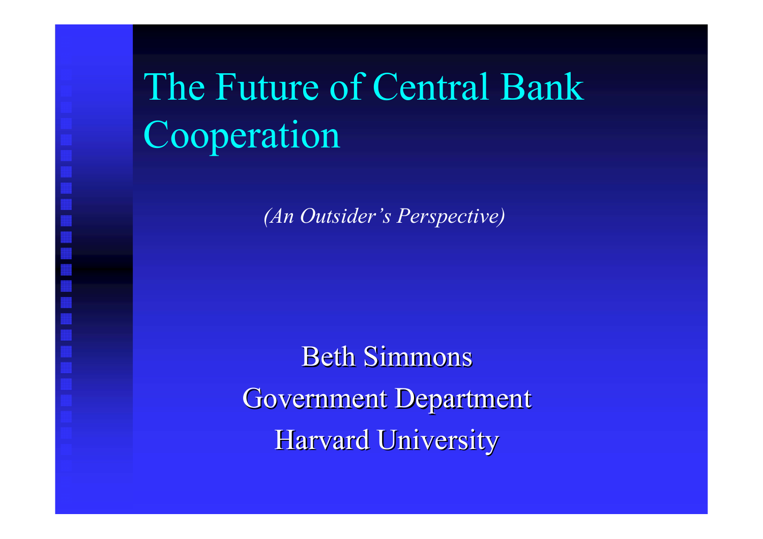# The Future of Central Bank Cooperation

*(An Outsider's Perspective)*

Beth Simmons

Government Department

Harvard University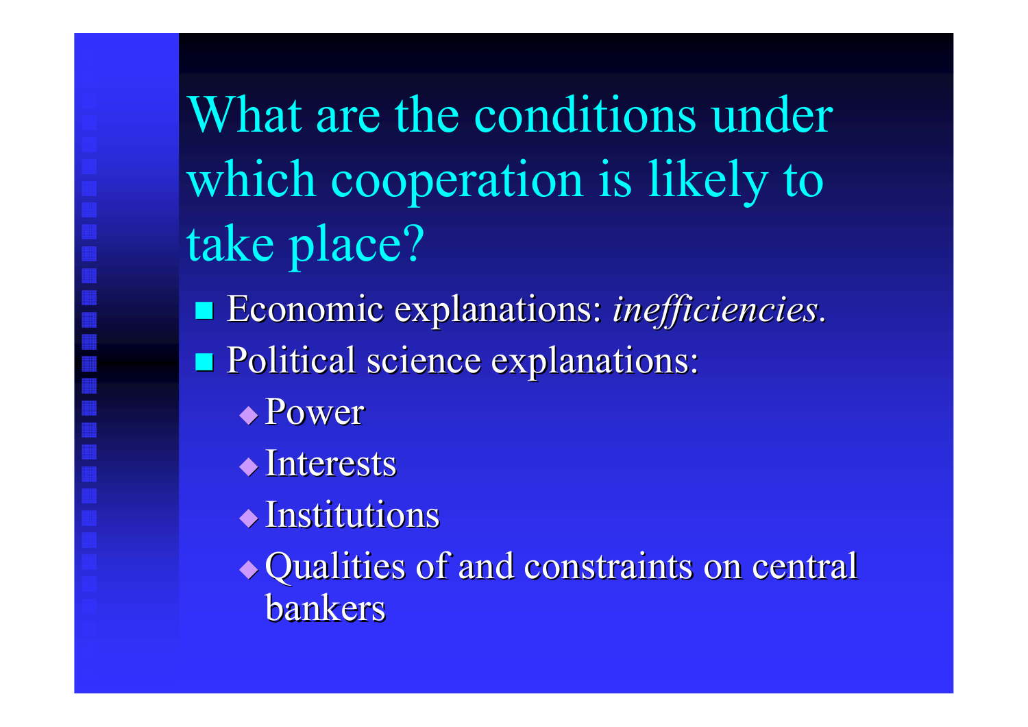# What are the conditions under which cooperation is likely to take place?

- Economic explanations: *inefficiencies*.
- Political science explanations:
  - Power
  - Interests
  - Institutions
  - Qualities of and constraints on central bankers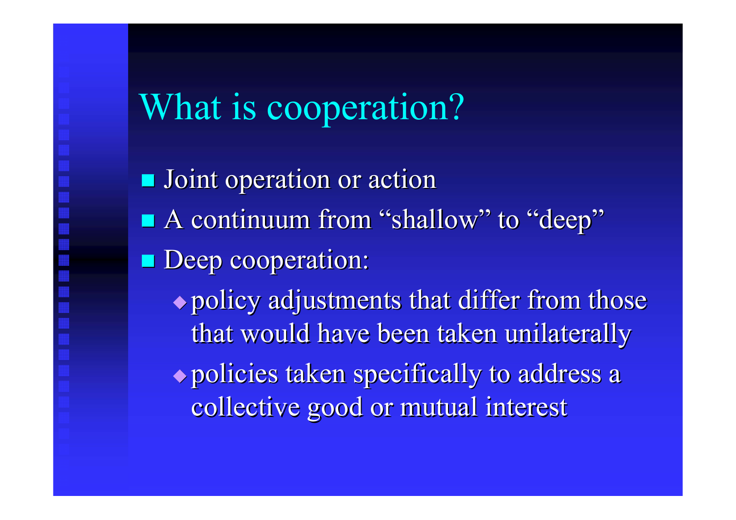# What is cooperation?

- Joint operation or action
- A continuum from "shallow" to "deep"
- Deep cooperation:
  - policy adjustments that differ from those that would have been taken unilaterally
  - policies taken specifically to address a collective good or mutual interest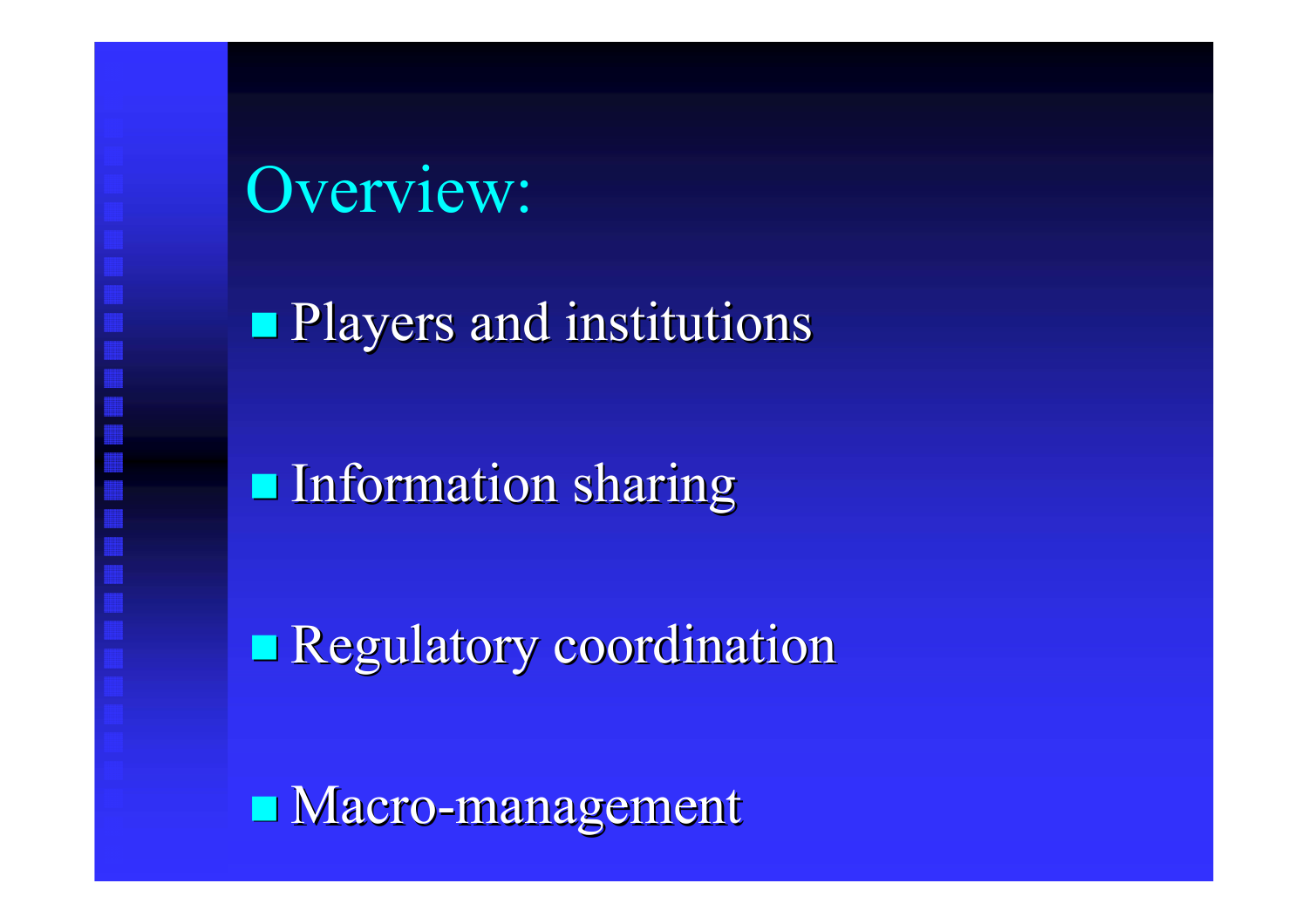# Overview:

- Players and institutions
- Information sharing
- Regulatory coordination
- Macro-management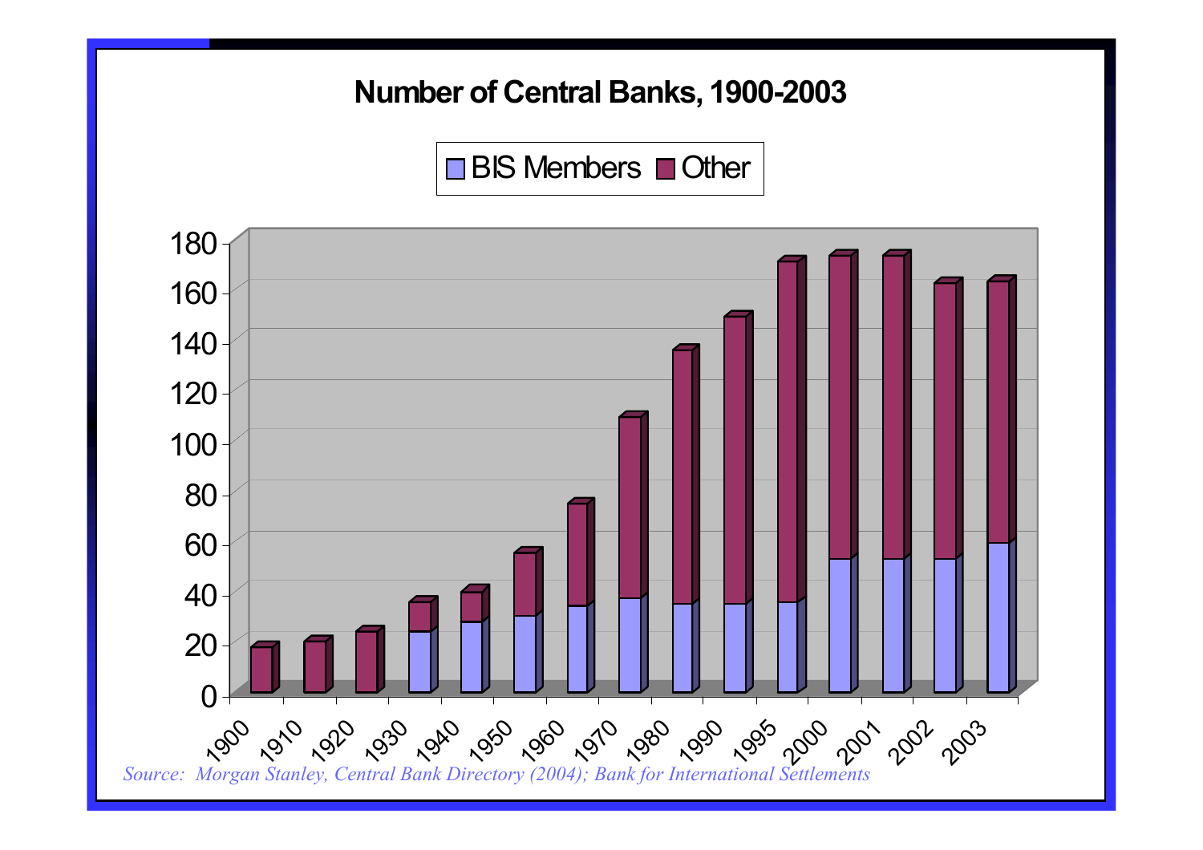## Number of Central Banks, 1900-2003

| Year | BIS Members | Other |
|---|---|---|
| 1900 | | |
| 1910 | | |
| 1920 | | |
| 1930 | | |
| 1940 | | |
| 1950 | | |
| 1960 | | |
| 1970 | | |
| 1980 | | |
| 1990 | | |
| 1995 | | |
| 2000 | | |
| 2001 | | |
| 2002 | | |
| 2003 | | |

*Source: Morgan Stanley, Central Bank Directory (2004); Bank for International Settlements*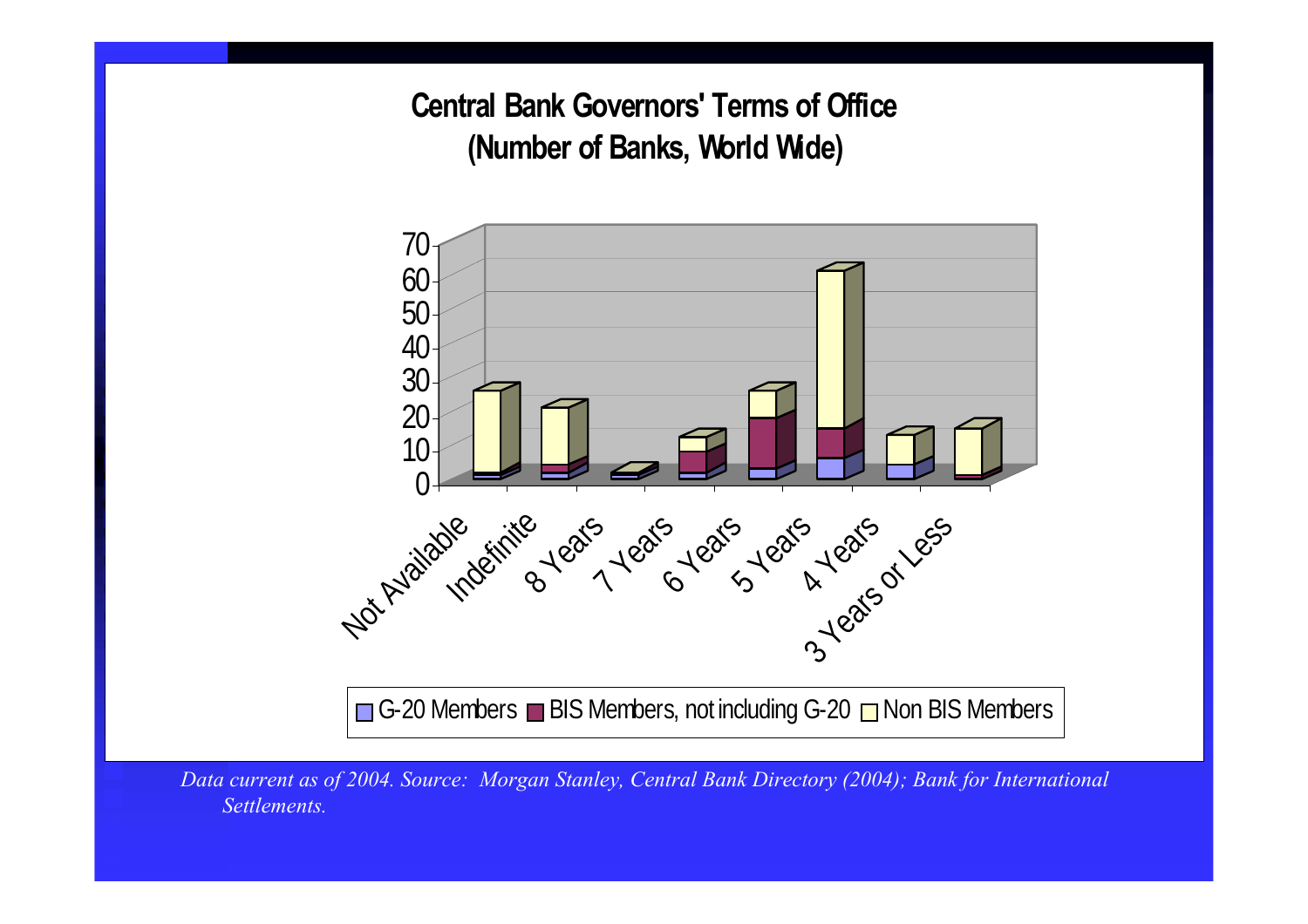## Central Bank Governors' Terms of Office (Number of Banks, World Wide)

70
60
50
40
30
20
10
0

Not Available | Indefinite | 8 Years | 7 Years | 6 Years | 5 Years | 4 Years | 3 Years or Less

G-20 Members | BIS Members, not including G-20 | Non BIS Members

*Data current as of 2004. Source: Morgan Stanley, Central Bank Directory (2004); Bank for International Settlements.*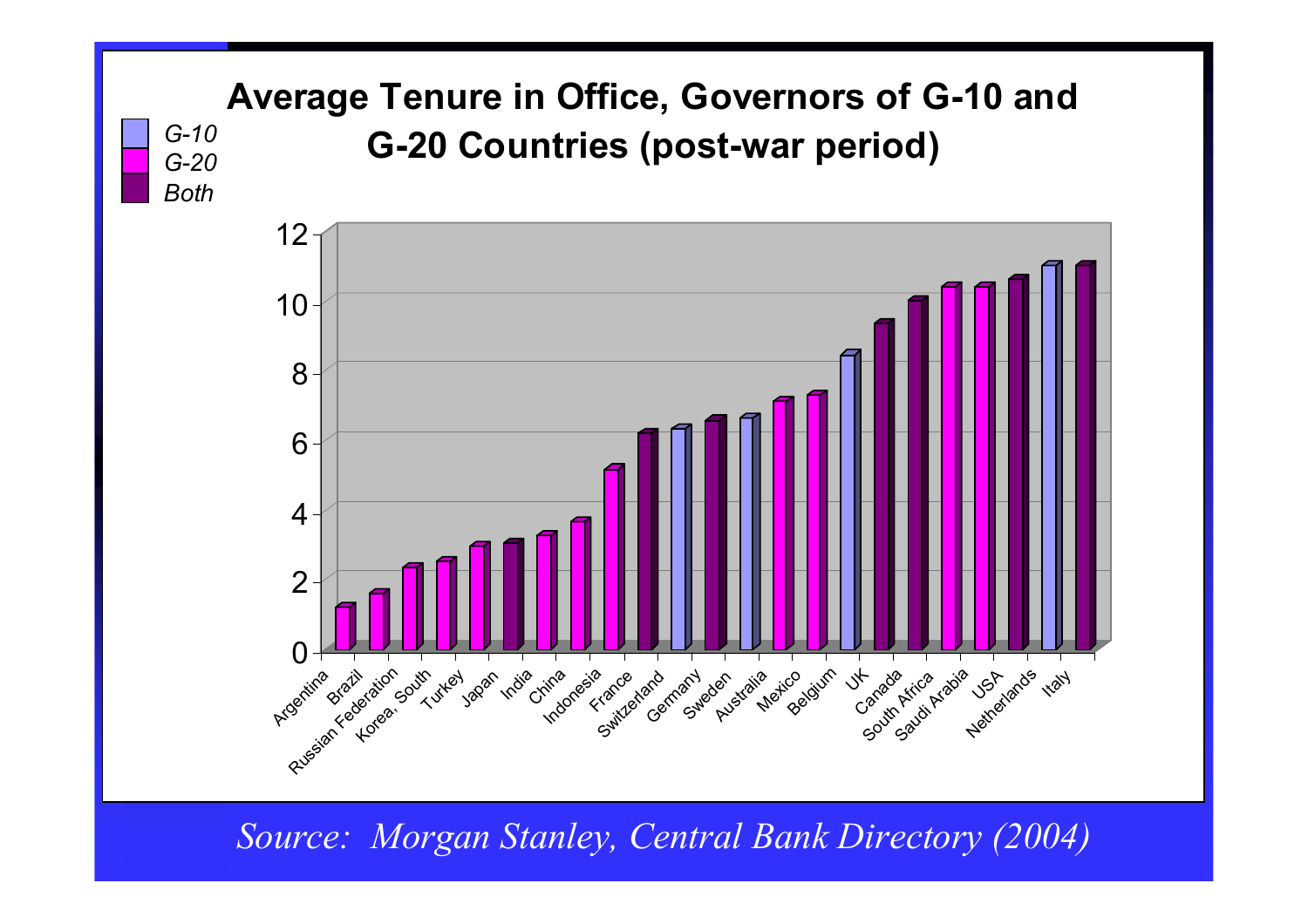# Average Tenure in Office, Governors of G-10 and G-20 Countries (post-war period)

Legend: *G-10*, *G-20*, *Both*

| Country | Group | Average tenure (years, approx.) |
|---|---|---|
| Argentina | G-20 | 1.2 |
| Brazil | G-20 | 1.6 |
| Russian Federation | G-20 | 2.3 |
| Korea, South | G-20 | 2.5 |
| Turkey | G-20 | 2.9 |
| Japan | Both | 3.0 |
| India | G-20 | 3.2 |
| China | G-20 | 3.6 |
| Indonesia | G-20 | 5.1 |
| France | Both | 6.1 |
| Switzerland | G-10 | 6.3 |
| Germany | Both | 6.5 |
| Sweden | G-10 | 6.6 |
| Australia | G-20 | 7.1 |
| Mexico | G-20 | 7.3 |
| Belgium | G-10 | 8.4 |
| UK | Both | 9.3 |
| Canada | Both | 10.0 |
| South Africa | G-20 | 10.4 |
| Saudi Arabia | G-20 | 10.4 |
| USA | Both | 10.6 |
| Netherlands | G-10 | 11.0 |
| Italy | Both | 11.0 |

*Source: Morgan Stanley, Central Bank Directory (2004)*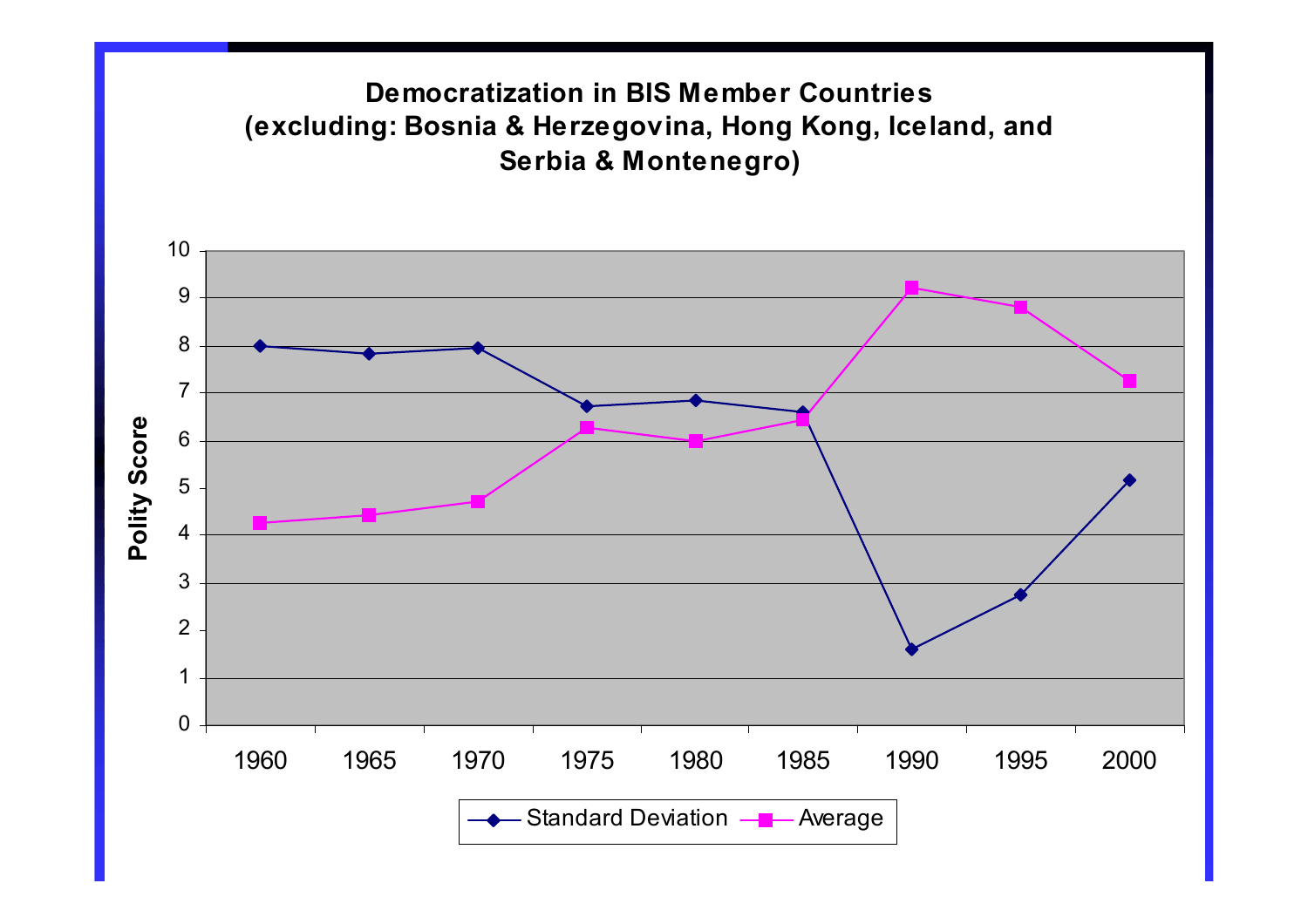## Democratization in BIS Member Countries (excluding: Bosnia & Herzegovina, Hong Kong, Iceland, and Serbia & Montenegro)

Polity Score

| | 1960 | 1965 | 1970 | 1975 | 1980 | 1985 | 1990 | 1995 | 2000 |
|---|---|---|---|---|---|---|---|---|---|
| Standard Deviation | 8.0 | 7.8 | 7.95 | 6.7 | 6.85 | 6.6 | 1.6 | 2.75 | 5.15 |
| Average | 4.25 | 4.4 | 4.7 | 6.25 | 6.0 | 6.45 | 9.2 | 8.8 | 7.25 |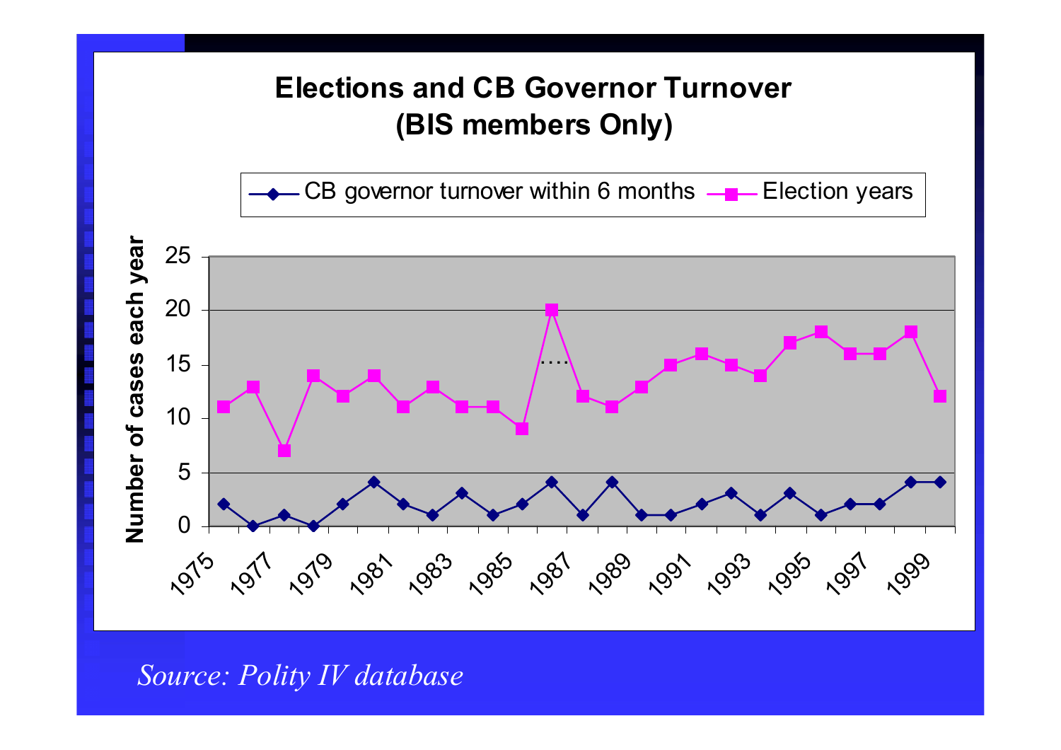## Elections and CB Governor Turnover (BIS members Only)

Legend: CB governor turnover within 6 months; Election years

Y-axis: Number of cases each year (0–25)

X-axis: 1975–1999

| Year | CB governor turnover within 6 months | Election years |
|---|---|---|
| 1975 | 2 | 11 |
| 1976 | 0 | 13 |
| 1977 | 1 | 7 |
| 1978 | 0 | 14 |
| 1979 | 2 | 12 |
| 1980 | 4 | 14 |
| 1981 | 2 | 11 |
| 1982 | 1 | 13 |
| 1983 | 3 | 11 |
| 1984 | 1 | 11 |
| 1985 | 2 | 9 |
| 1986 | 4 | 20 |
| 1987 | 1 | 12 |
| 1988 | 4 | 11 |
| 1989 | 1 | 13 |
| 1990 | 1 | 15 |
| 1991 | 2 | 16 |
| 1992 | 3 | 15 |
| 1993 | 1 | 14 |
| 1994 | 3 | 17 |
| 1995 | 1 | 18 |
| 1996 | 2 | 16 |
| 1997 | 2 | 16 |
| 1998 | 4 | 18 |
| 1999 | 4 | 12 |

*Source: Polity IV database*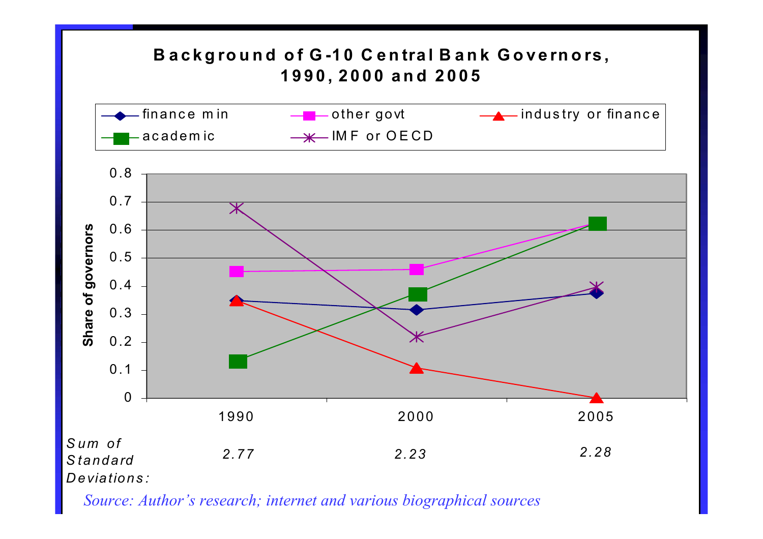## Background of G-10 Central Bank Governors, 1990, 2000 and 2005

Legend: finance min; other govt; industry or finance; academic; IMF or OECD

Y-axis: Share of governors (0 – 0.8)

X-axis: 1990, 2000, 2005

| | 1990 | 2000 | 2005 |
|---|---|---|---|
| *Sum of Standard Deviations:* | *2.77* | *2.23* | *2.28* |

*Source: Author's research; internet and various biographical sources*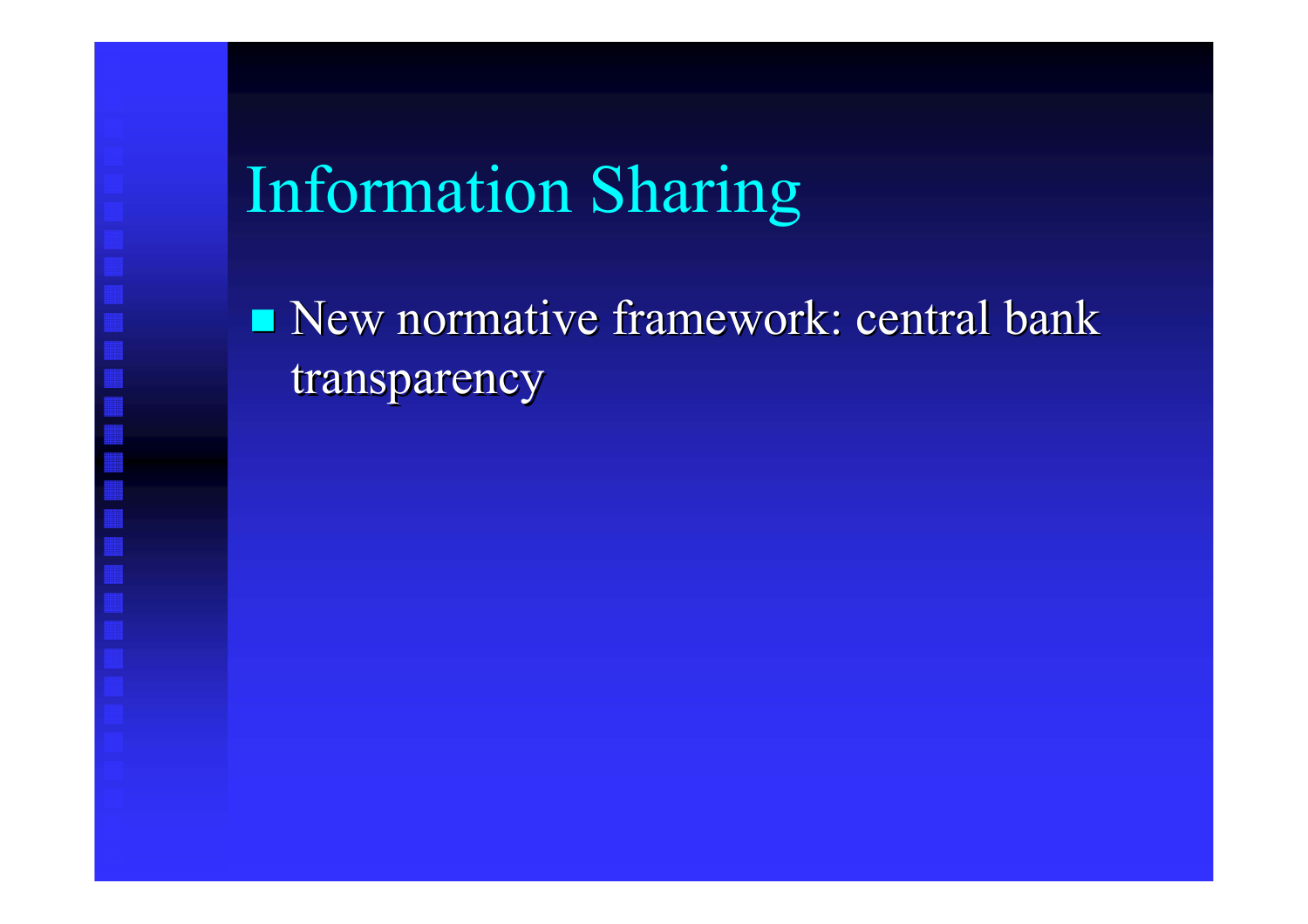# Information Sharing

- New normative framework: central bank transparency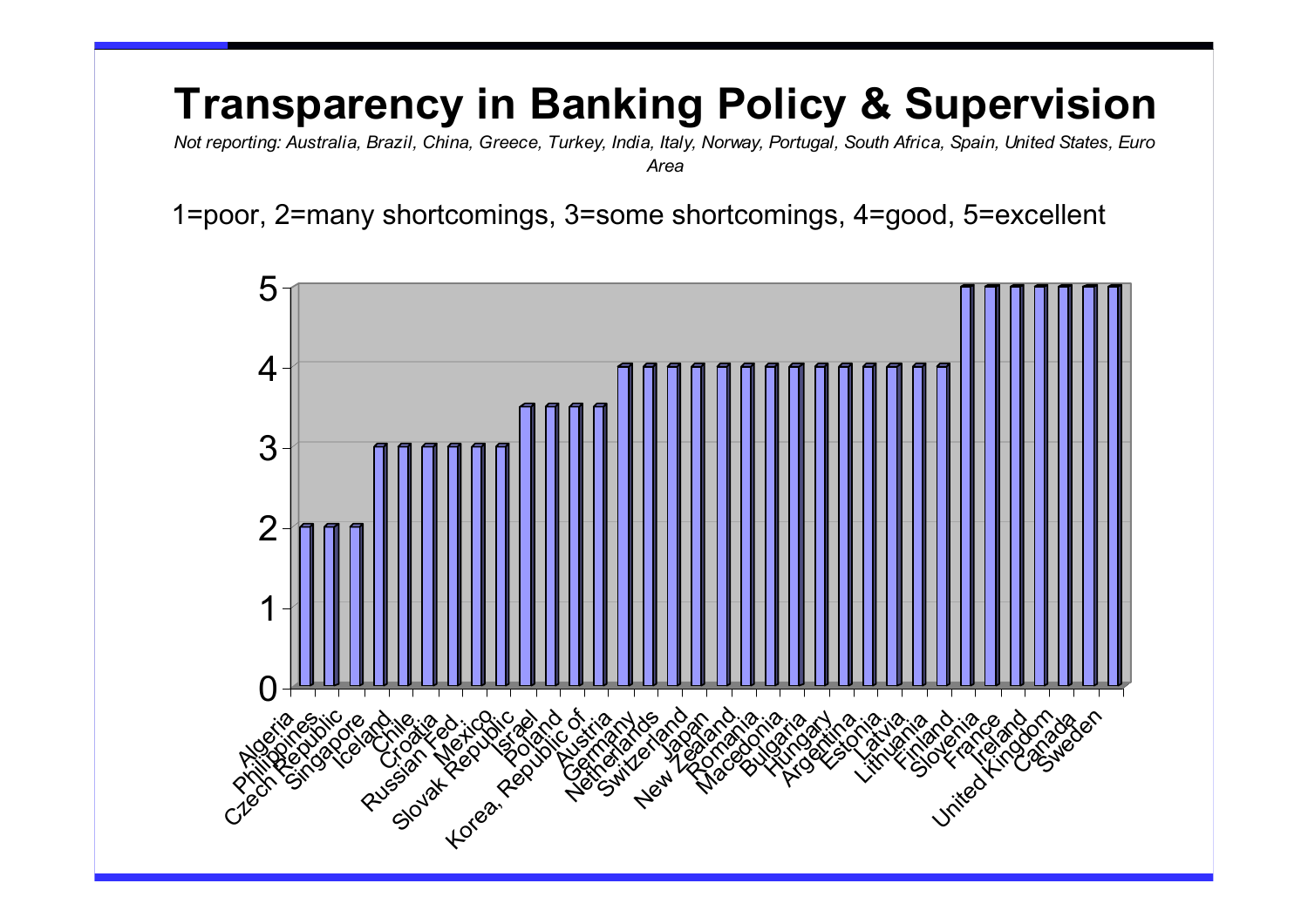# Transparency in Banking Policy & Supervision

*Not reporting: Australia, Brazil, China, Greece, Turkey, India, Italy, Norway, Portugal, South Africa, Spain, United States, Euro Area*

1=poor, 2=many shortcomings, 3=some shortcomings, 4=good, 5=excellent

| Country | Score |
| --- | --- |
| Algeria | 2 |
| Philippines | 2 |
| Czech Republic | 2 |
| Singapore | 3 |
| Iceland | 3 |
| Chile | 3 |
| Croatia | 3 |
| Russian Fed. | 3 |
| Mexico | 3 |
| Slovak Republic | 3.5 |
| Israel | 3.5 |
| Poland | 3.5 |
| Korea, Republic of | 3.5 |
| Austria | 4 |
| Germany | 4 |
| Netherlands | 4 |
| Switzerland | 4 |
| Japan | 4 |
| New Zealand. | 4 |
| Romania. | 4 |
| Macedonia. | 4 |
| Bulgaria | 4 |
| Hungary | 4 |
| Argentina | 4 |
| Estonia. | 4 |
| Latvia. | 4 |
| Lithuania | 4 |
| Finland | 5 |
| Slovenia | 5 |
| France | 5 |
| Ireland | 5 |
| United Kingdom | 5 |
| Canada | 5 |
| Sweden | 5 |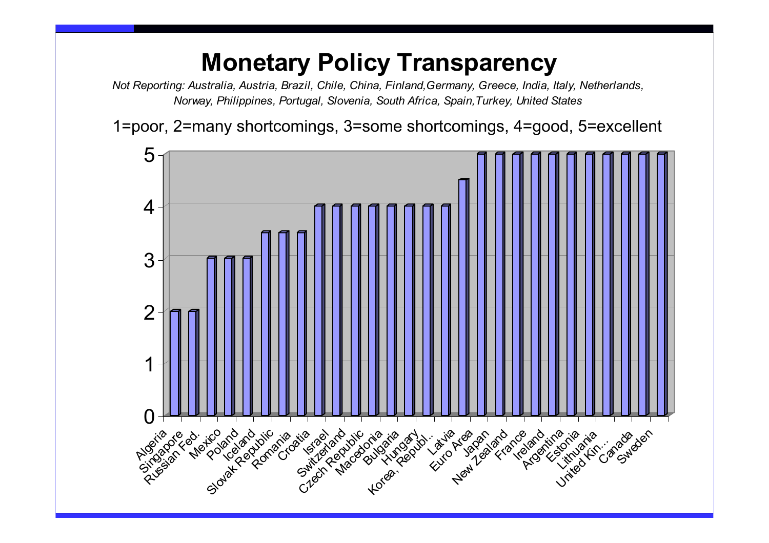# Monetary Policy Transparency

*Not Reporting: Australia, Austria, Brazil, Chile, China, Finland,Germany, Greece, India, Italy, Netherlands, Norway, Philippines, Portugal, Slovenia, South Africa, Spain,Turkey, United States*

1=poor, 2=many shortcomings, 3=some shortcomings, 4=good, 5=excellent

| Country | Score |
|---|---|
| Algeria | 2 |
| Singapore | 2 |
| Russian Fed. | 3 |
| Mexico | 3 |
| Poland | 3 |
| Iceland | 3.5 |
| Slovak Republic | 3.5 |
| Romania | 3.5 |
| Croatia | 4 |
| Israel | 4 |
| Switzerland | 4 |
| Czech Republic | 4 |
| Macedonia | 4 |
| Bulgaria | 4 |
| Hungary | 4 |
| Korea, Republ... | 4 |
| Latvia | 4.5 |
| Euro Area | 5 |
| Japan | 5 |
| New Zealand | 5 |
| France | 5 |
| Ireland | 5 |
| Argentina | 5 |
| Estonia | 5 |
| Lithuania | 5 |
| United Kin... | 5 |
| Canada | 5 |
| Sweden | 5 |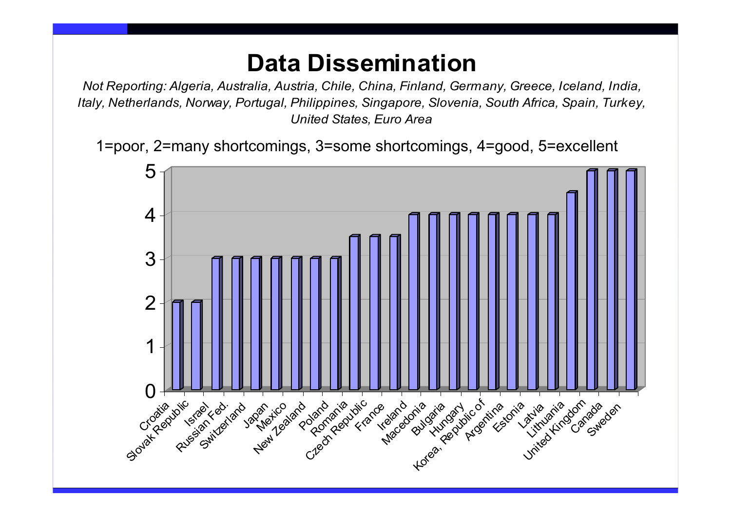# Data Dissemination

*Not Reporting: Algeria, Australia, Austria, Chile, China, Finland, Germany, Greece, Iceland, India, Italy, Netherlands, Norway, Portugal, Philippines, Singapore, Slovenia, South Africa, Spain, Turkey, United States, Euro Area*

1=poor, 2=many shortcomings, 3=some shortcomings, 4=good, 5=excellent

| Country | Score |
|---|---|
| Croatia | 2 |
| Slovak Republic | 2 |
| Israel | 3 |
| Russian Fed. | 3 |
| Switzerland | 3 |
| Japan | 3 |
| Mexico | 3 |
| New Zealand | 3 |
| Poland | 3 |
| Romania | 3.5 |
| Czech Republic | 3.5 |
| France | 3.5 |
| Ireland | 4 |
| Macedonia | 4 |
| Bulgaria | 4 |
| Hungary | 4 |
| Korea, Republic of | 4 |
| Argentina | 4 |
| Estonia | 4 |
| Latvia | 4 |
| Lithuania | 4.5 |
| United Kingdom | 5 |
| Canada | 5 |
| Sweden | 5 |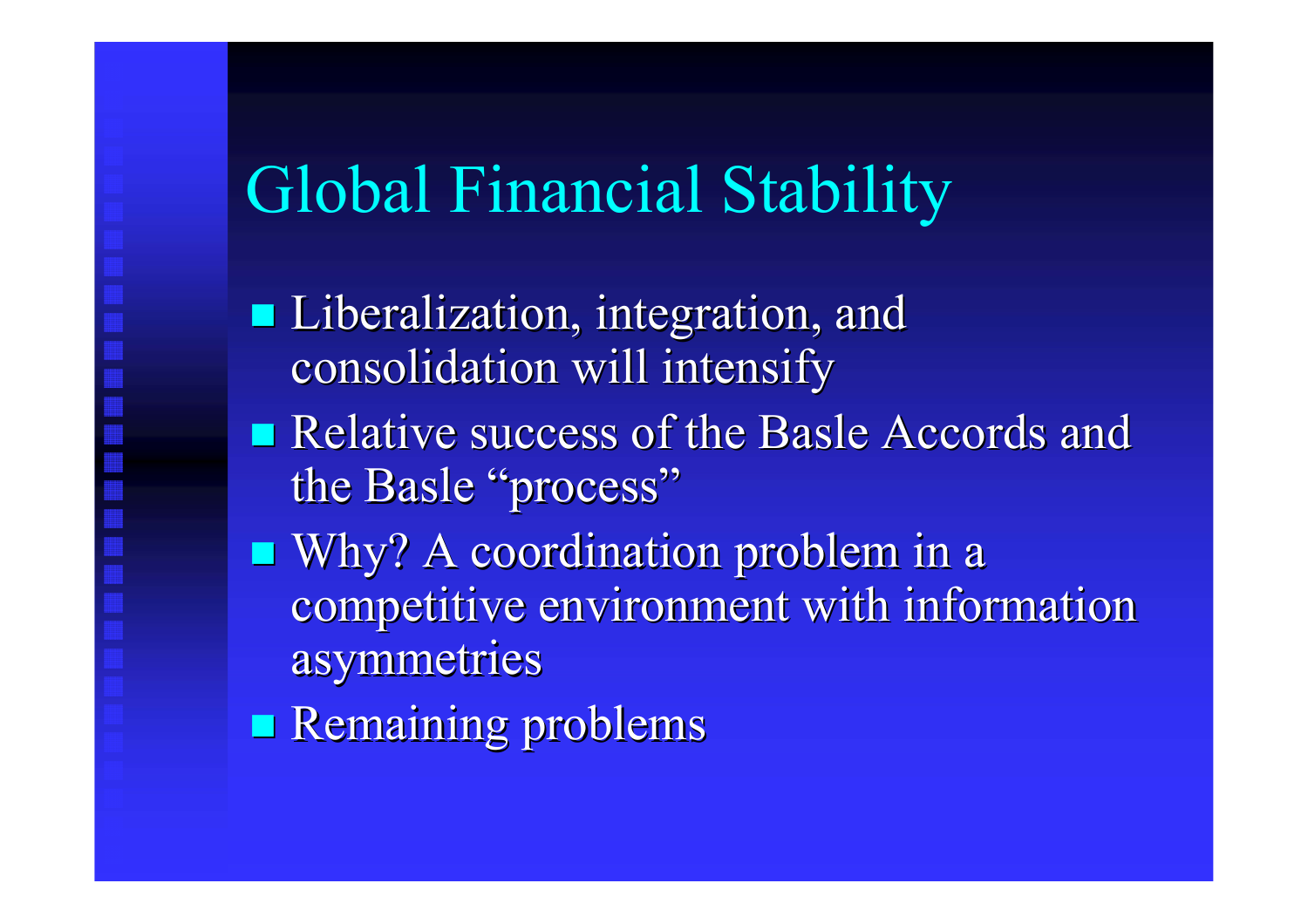# Global Financial Stability

- Liberalization, integration, and consolidation will intensify
- Relative success of the Basle Accords and the Basle "process"
- Why? A coordination problem in a competitive environment with information asymmetries
- Remaining problems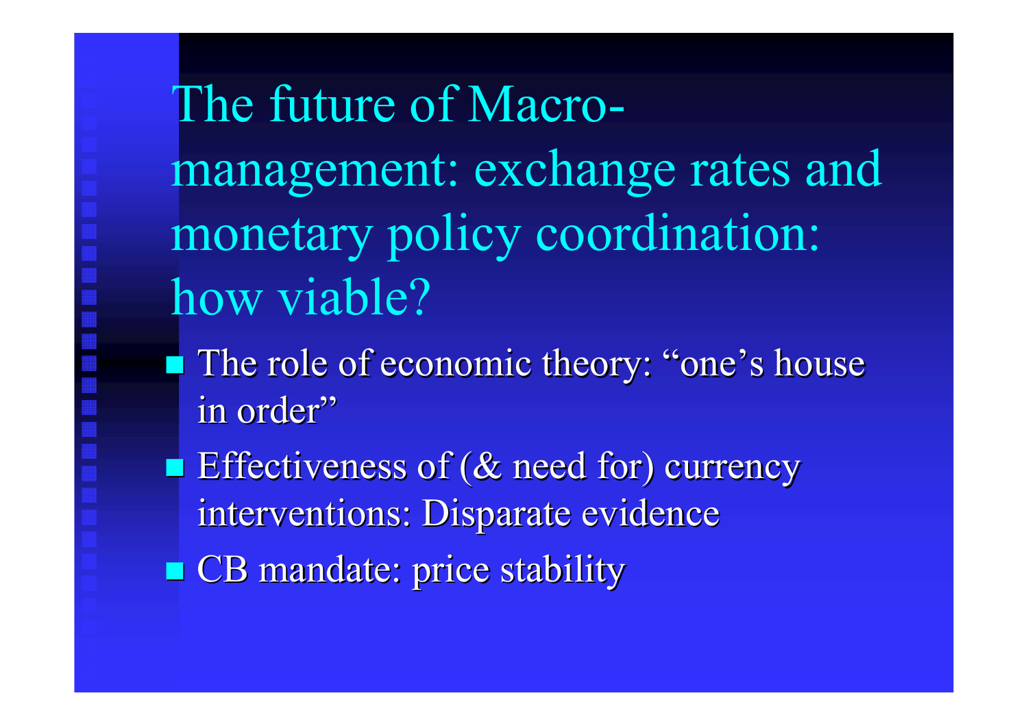# The future of Macro-management: exchange rates and monetary policy coordination: how viable?

- The role of economic theory: "one's house in order"
- Effectiveness of (& need for) currency interventions: Disparate evidence
- CB mandate: price stability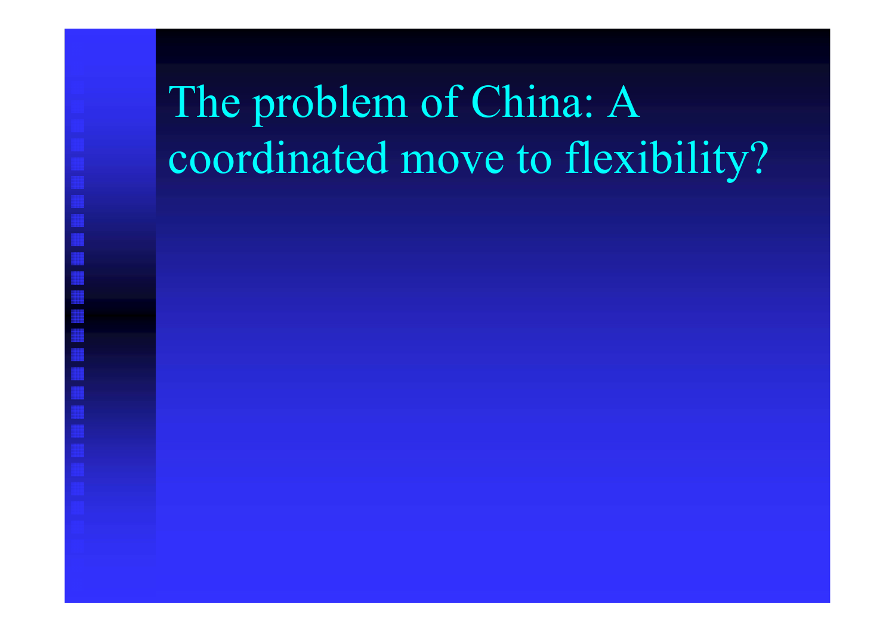# The problem of China: A coordinated move to flexibility?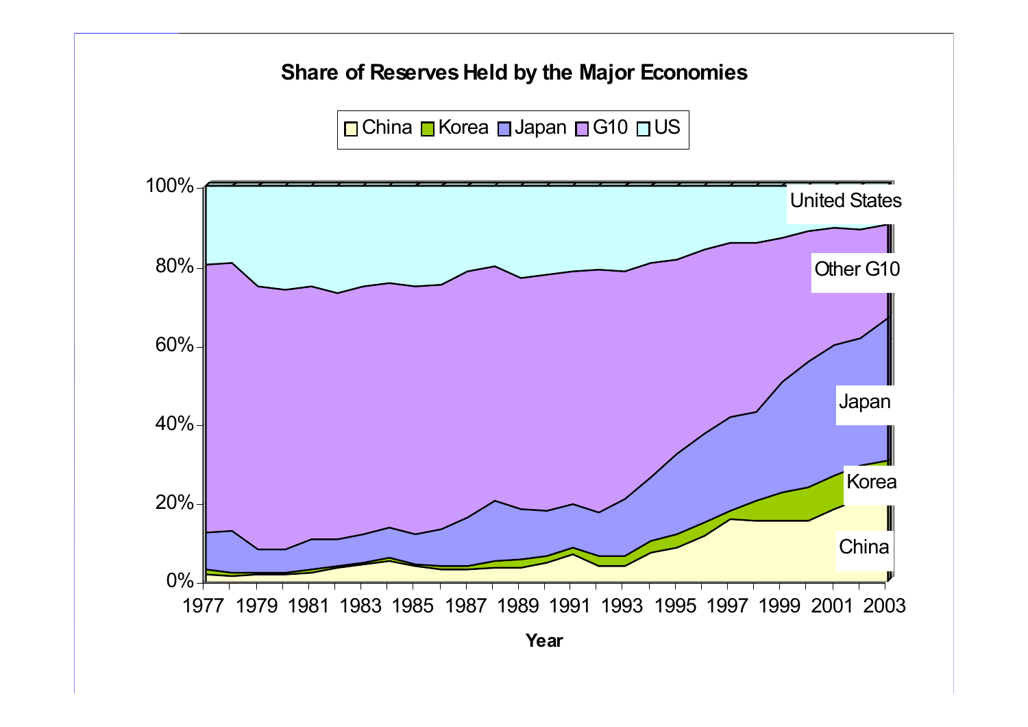## Share of Reserves Held by the Major Economies

Legend: China, Korea, Japan, G10, US

Series labels: United States, Other G10, Japan, Korea, China

Y-axis: 0%, 20%, 40%, 60%, 80%, 100%

X-axis (Year): 1977, 1979, 1981, 1983, 1985, 1987, 1989, 1991, 1993, 1995, 1997, 1999, 2001, 2003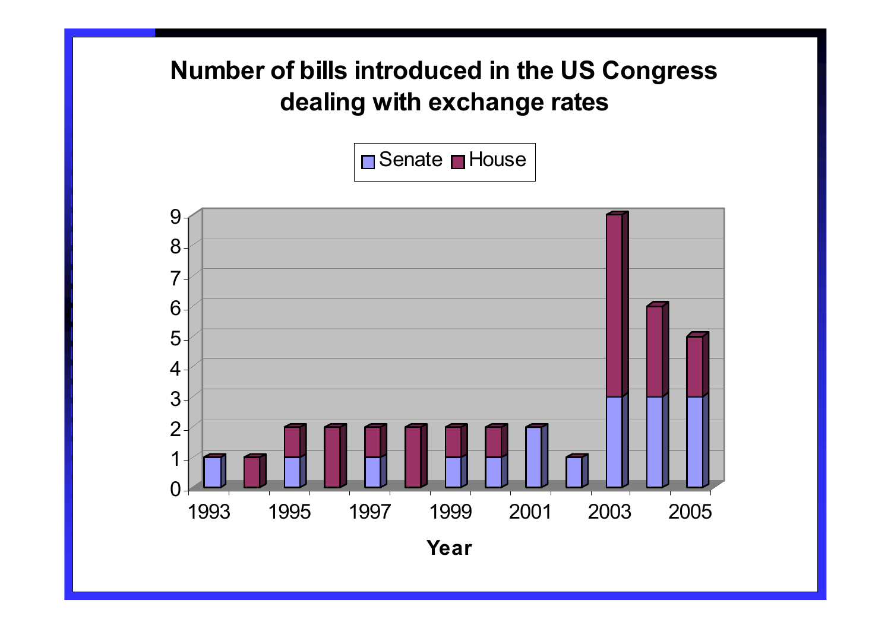# Number of bills introduced in the US Congress dealing with exchange rates

| Year | Senate | House |
| --- | --- | --- |
| 1993 | 1 | 0 |
| 1994 | 0 | 1 |
| 1995 | 1 | 1 |
| 1996 | 0 | 2 |
| 1997 | 1 | 1 |
| 1998 | 0 | 2 |
| 1999 | 1 | 1 |
| 2000 | 1 | 1 |
| 2001 | 2 | 0 |
| 2002 | 1 | 0 |
| 2003 | 3 | 6 |
| 2004 | 3 | 3 |
| 2005 | 3 | 2 |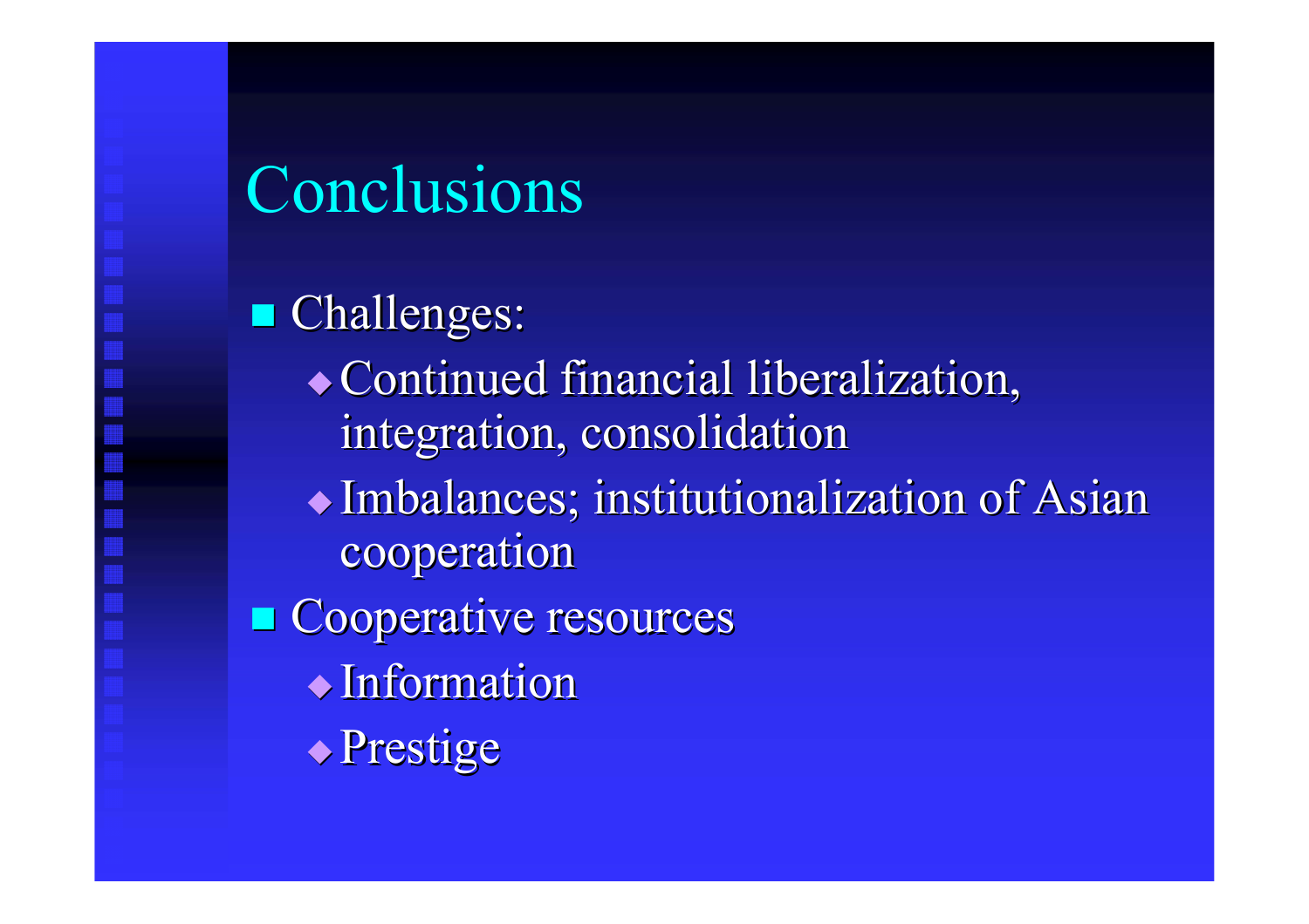# Conclusions

- Challenges:
  - Continued financial liberalization, integration, consolidation
  - Imbalances; institutionalization of Asian cooperation
- Cooperative resources
  - Information
  - Prestige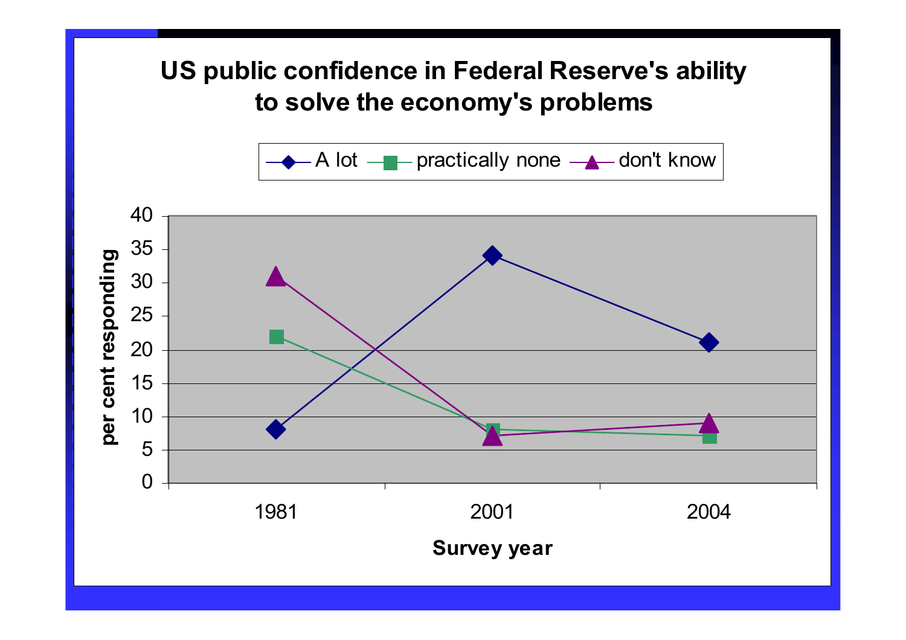# US public confidence in Federal Reserve's ability to solve the economy's problems

| Survey year | A lot | practically none | don't know |
|---|---|---|---|
| 1981 | 8 | 22 | 31 |
| 2001 | 34 | 8 | 7 |
| 2004 | 21 | 7 | 9 |

per cent responding

Survey year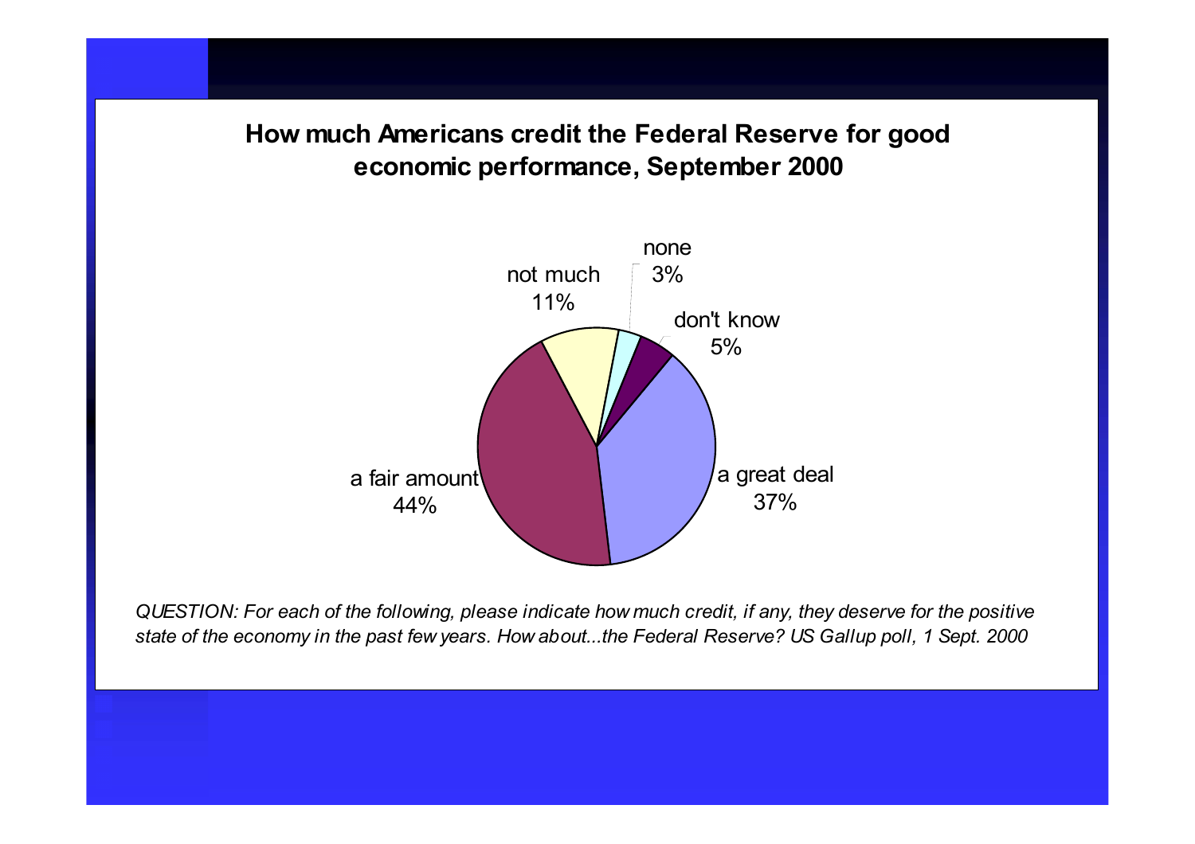## How much Americans credit the Federal Reserve for good economic performance, September 2000

| Response | Percent |
| --- | --- |
| a great deal | 37% |
| a fair amount | 44% |
| not much | 11% |
| none | 3% |
| don't know | 5% |

*QUESTION: For each of the following, please indicate how much credit, if any, they deserve for the positive state of the economy in the past few years. How about...the Federal Reserve? US Gallup poll, 1 Sept. 2000*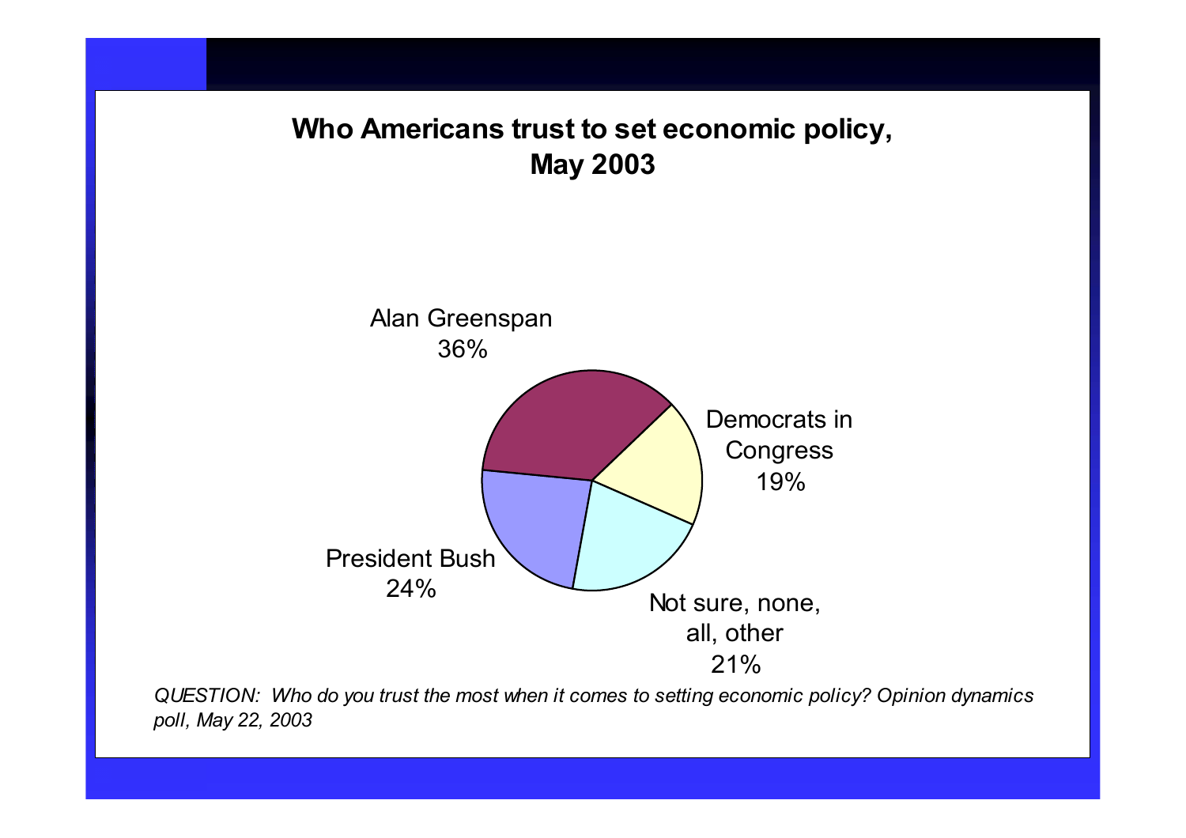## Who Americans trust to set economic policy, May 2003

Alan Greenspan 36%

Democrats in Congress 19%

Not sure, none, all, other 21%

President Bush 24%

*QUESTION: Who do you trust the most when it comes to setting economic policy? Opinion dynamics poll, May 22, 2003*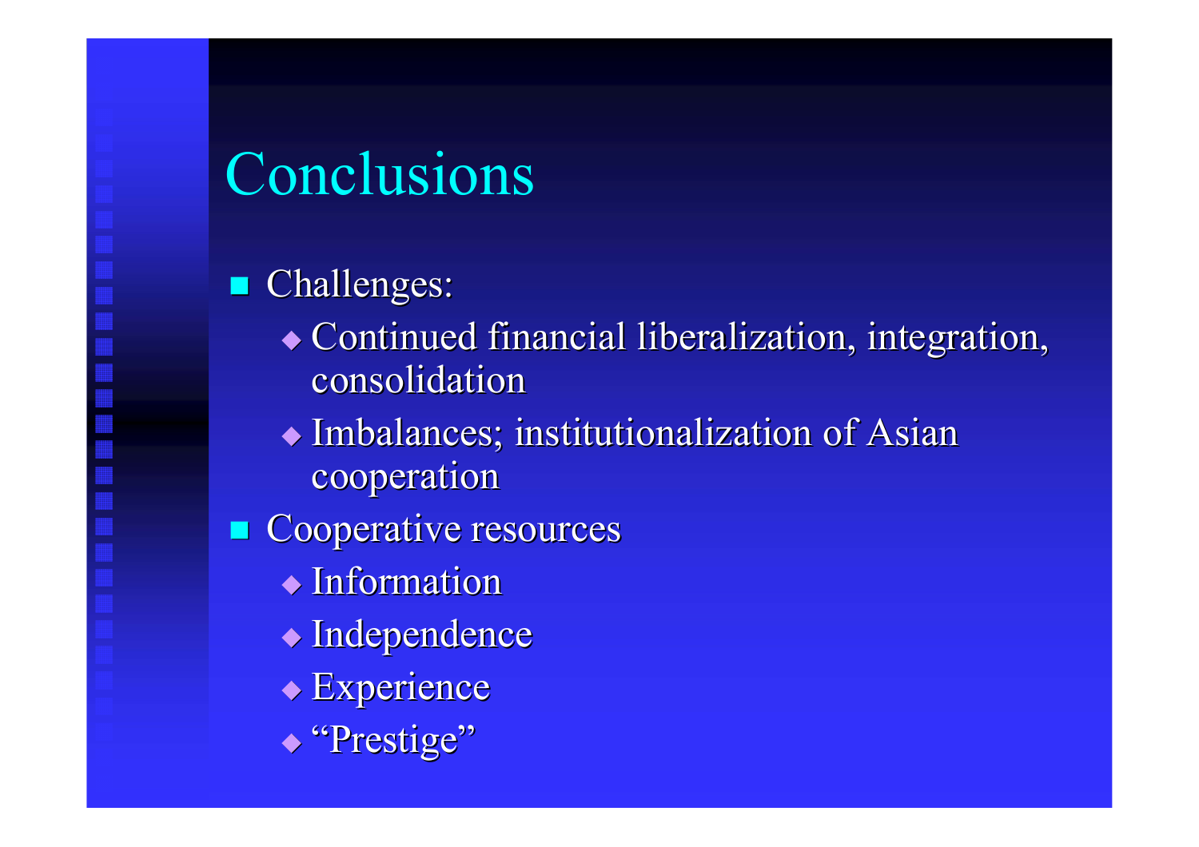# Conclusions

- Challenges:
  - Continued financial liberalization, integration, consolidation
  - Imbalances; institutionalization of Asian cooperation
- Cooperative resources
  - Information
  - Independence
  - Experience
  - "Prestige"